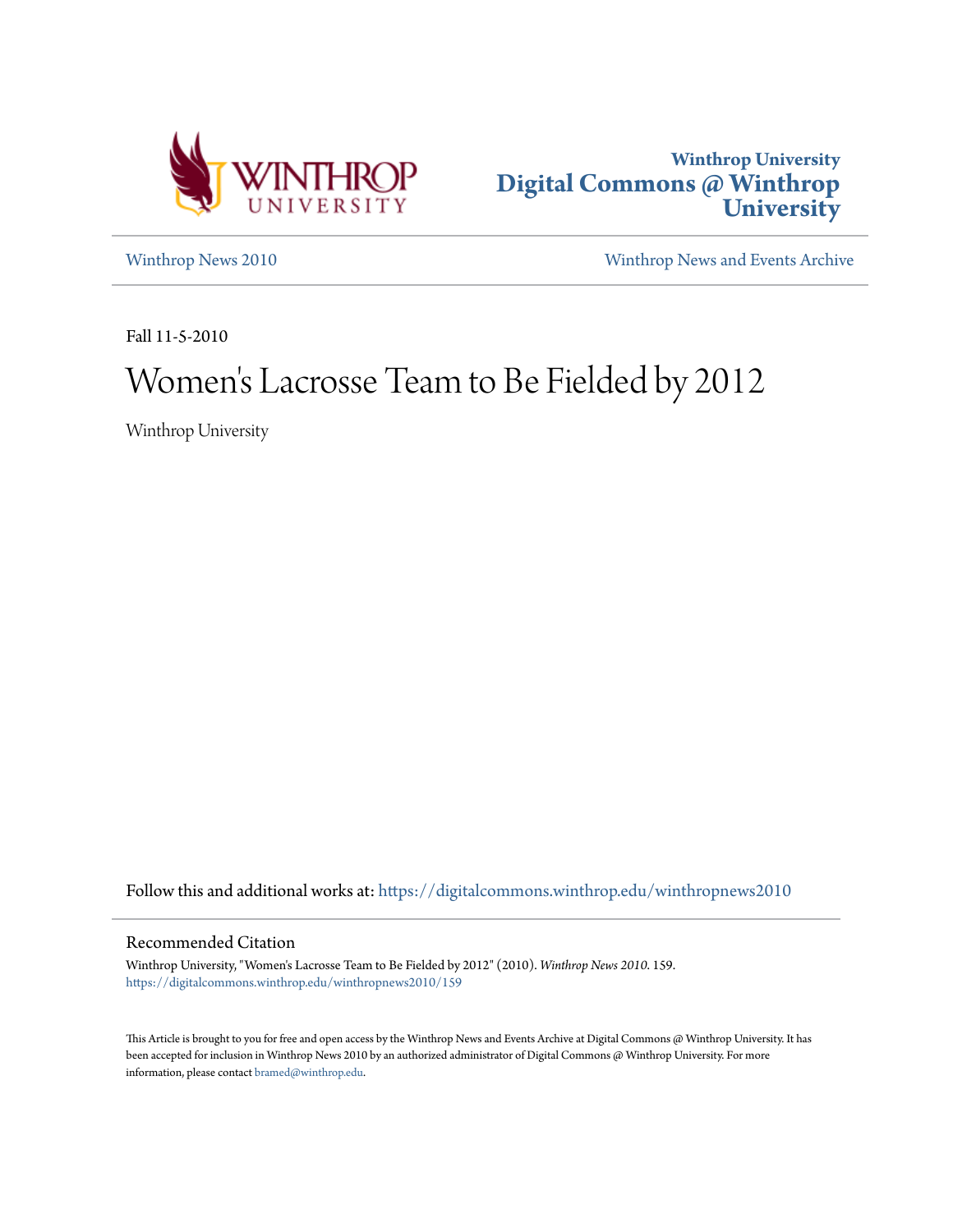Winthrop University
Digital Commons @ Winthrop University

Winthrop News 2010 | Winthrop News and Events Archive

Fall 11-5-2010

# Women's Lacrosse Team to Be Fielded by 2012

Winthrop University

Follow this and additional works at: https://digitalcommons.winthrop.edu/winthropnews2010

## Recommended Citation

Winthrop University, "Women's Lacrosse Team to Be Fielded by 2012" (2010). *Winthrop News 2010*. 159.
https://digitalcommons.winthrop.edu/winthropnews2010/159

This Article is brought to you for free and open access by the Winthrop News and Events Archive at Digital Commons @ Winthrop University. It has been accepted for inclusion in Winthrop News 2010 by an authorized administrator of Digital Commons @ Winthrop University. For more information, please contact bramed@winthrop.edu.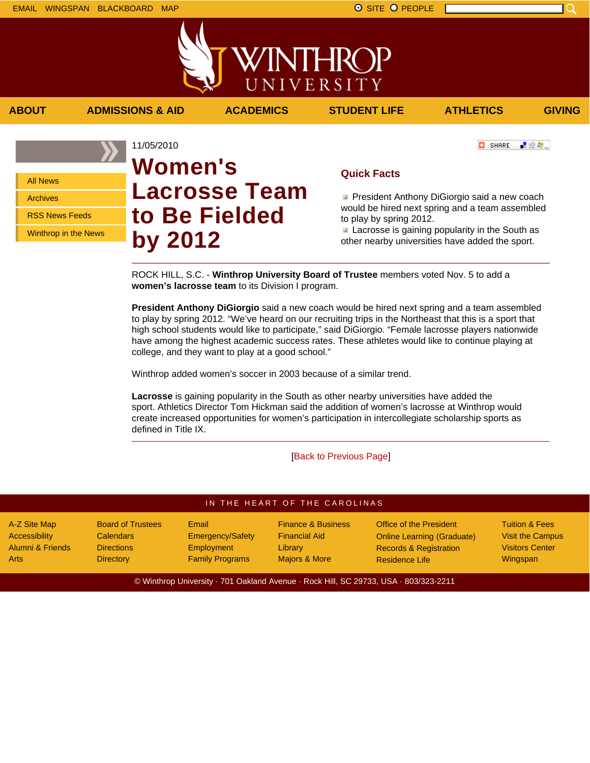EMAIL WINGSPAN BLACKBOARD MAP

SITE PEOPLE

WINTHROP UNIVERSITY

ABOUT | ADMISSIONS & AID | ACADEMICS | STUDENT LIFE | ATHLETICS | GIVING

- All News
- Archives
- RSS News Feeds
- Winthrop in the News

11/05/2010

# Women's Lacrosse Team to Be Fielded by 2012

SHARE

## Quick Facts

- President Anthony DiGiorgio said a new coach would be hired next spring and a team assembled to play by spring 2012.
- Lacrosse is gaining popularity in the South as other nearby universities have added the sport.

---

ROCK HILL, S.C. - **Winthrop University Board of Trustee** members voted Nov. 5 to add a **women's lacrosse team** to its Division I program.

**President Anthony DiGiorgio** said a new coach would be hired next spring and a team assembled to play by spring 2012. "We've heard on our recruiting trips in the Northeast that this is a sport that high school students would like to participate," said DiGiorgio. "Female lacrosse players nationwide have among the highest academic success rates. These athletes would like to continue playing at college, and they want to play at a good school."

Winthrop added women's soccer in 2003 because of a similar trend.

**Lacrosse** is gaining popularity in the South as other nearby universities have added the sport. Athletics Director Tom Hickman said the addition of women's lacrosse at Winthrop would create increased opportunities for women's participation in intercollegiate scholarship sports as defined in Title IX.

---

[Back to Previous Page]

IN THE HEART OF THE CAROLINAS

A-Z Site Map
Accessibility
Alumni & Friends
Arts
Board of Trustees
Calendars
Directions
Directory
Email
Emergency/Safety
Employment
Family Programs
Finance & Business
Financial Aid
Library
Majors & More
Office of the President
Online Learning (Graduate)
Records & Registration
Residence Life
Tuition & Fees
Visit the Campus
Visitors Center
Wingspan

© Winthrop University · 701 Oakland Avenue · Rock Hill, SC 29733, USA · 803/323-2211